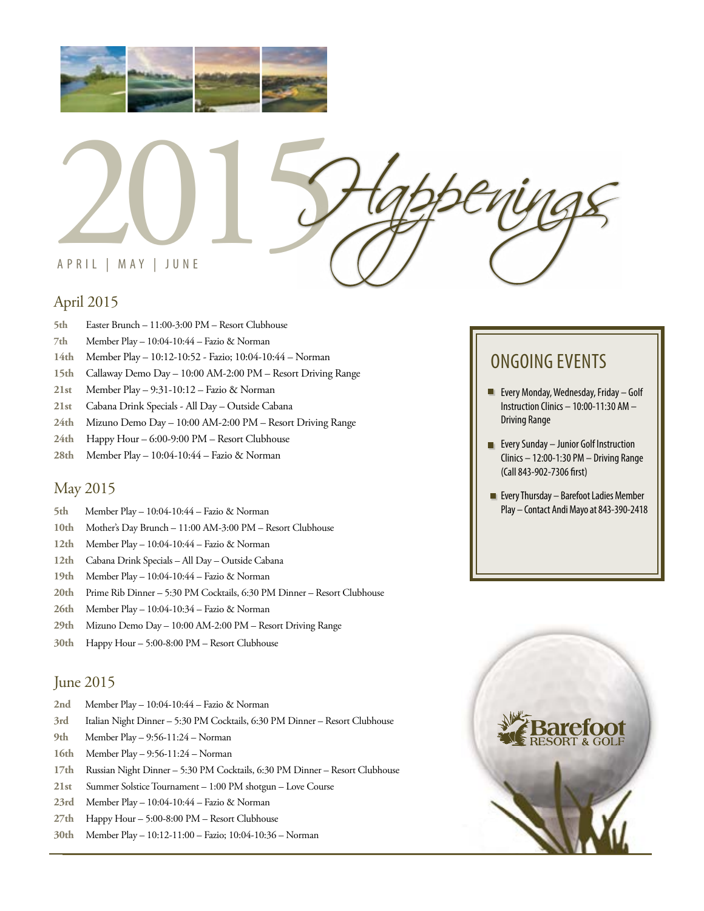# 2015 Happenings

APRIL | MAY | JUNE

## April 2015

- **5th** Easter Brunch – 11:00-3:00 PM – Resort Clubhouse
- **7th** Member Play – 10:04-10:44 – Fazio & Norman
- **14th** Member Play – 10:12-10:52 - Fazio; 10:04-10:44 – Norman
- **15th** Callaway Demo Day – 10:00 AM-2:00 PM – Resort Driving Range
- **21st** Member Play – 9:31-10:12 – Fazio & Norman
- **21st** Cabana Drink Specials - All Day – Outside Cabana
- **24th** Mizuno Demo Day – 10:00 AM-2:00 PM – Resort Driving Range
- **24th** Happy Hour – 6:00-9:00 PM – Resort Clubhouse
- **28th** Member Play – 10:04-10:44 – Fazio & Norman

## May 2015

- **5th** Member Play – 10:04-10:44 – Fazio & Norman
- **10th** Mother's Day Brunch – 11:00 AM-3:00 PM – Resort Clubhouse
- **12th** Member Play – 10:04-10:44 – Fazio & Norman
- **12th** Cabana Drink Specials – All Day – Outside Cabana
- **19th** Member Play – 10:04-10:44 – Fazio & Norman
- **20th** Prime Rib Dinner – 5:30 PM Cocktails, 6:30 PM Dinner – Resort Clubhouse
- **26th** Member Play – 10:04-10:34 – Fazio & Norman
- **29th** Mizuno Demo Day – 10:00 AM-2:00 PM – Resort Driving Range
- **30th** Happy Hour – 5:00-8:00 PM – Resort Clubhouse

## June 2015

- **2nd** Member Play – 10:04-10:44 – Fazio & Norman
- **3rd** Italian Night Dinner – 5:30 PM Cocktails, 6:30 PM Dinner – Resort Clubhouse
- **9th** Member Play – 9:56-11:24 – Norman
- **16th** Member Play – 9:56-11:24 – Norman
- **17th** Russian Night Dinner – 5:30 PM Cocktails, 6:30 PM Dinner – Resort Clubhouse
- **21st** Summer Solstice Tournament – 1:00 PM shotgun – Love Course
- **23rd** Member Play – 10:04-10:44 – Fazio & Norman
- **27th** Happy Hour – 5:00-8:00 PM – Resort Clubhouse
- **30th** Member Play – 10:12-11:00 – Fazio; 10:04-10:36 – Norman

## ONGOING EVENTS

- Every Monday, Wednesday, Friday – Golf Instruction Clinics – 10:00-11:30 AM – Driving Range
- Every Sunday – Junior Golf Instruction Clinics – 12:00-1:30 PM – Driving Range (Call 843-902-7306 first)
- Every Thursday – Barefoot Ladies Member Play – Contact Andi Mayo at 843-390-2418

Barefoot RESORT & GOLF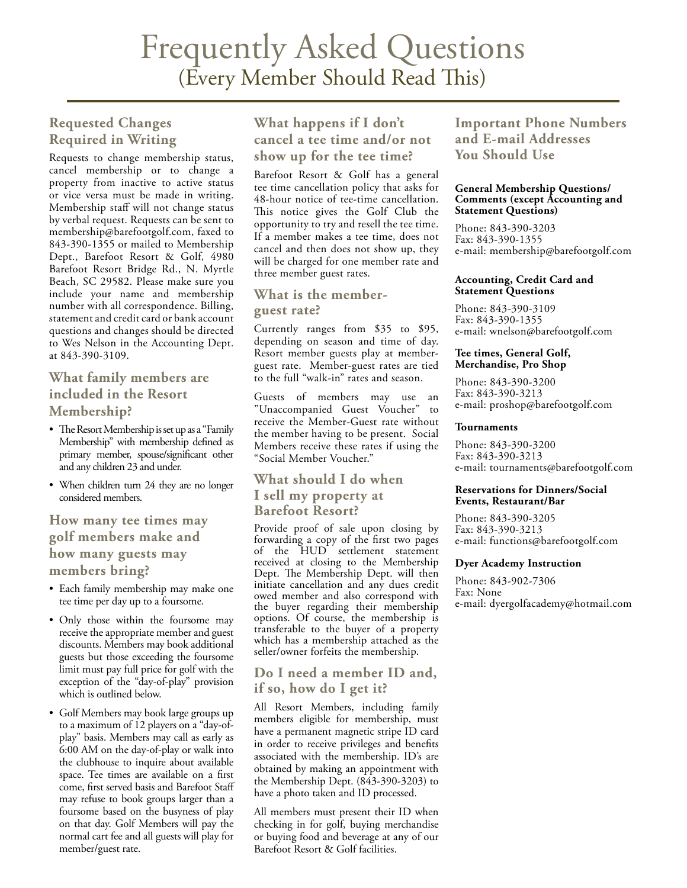# Frequently Asked Questions
## (Every Member Should Read This)

### Requested Changes Required in Writing

Requests to change membership status, cancel membership or to change a property from inactive to active status or vice versa must be made in writing. Membership staff will not change status by verbal request. Requests can be sent to membership@barefootgolf.com, faxed to 843-390-1355 or mailed to Membership Dept., Barefoot Resort & Golf, 4980 Barefoot Resort Bridge Rd., N. Myrtle Beach, SC 29582. Please make sure you include your name and membership number with all correspondence. Billing, statement and credit card or bank account questions and changes should be directed to Wes Nelson in the Accounting Dept. at 843-390-3109.

### What family members are included in the Resort Membership?

- The Resort Membership is set up as a "Family Membership" with membership defined as primary member, spouse/significant other and any children 23 and under.
- When children turn 24 they are no longer considered members.

### How many tee times may golf members make and how many guests may members bring?

- Each family membership may make one tee time per day up to a foursome.
- Only those within the foursome may receive the appropriate member and guest discounts. Members may book additional guests but those exceeding the foursome limit must pay full price for golf with the exception of the "day-of-play" provision which is outlined below.
- Golf Members may book large groups up to a maximum of 12 players on a "day-of-play" basis. Members may call as early as 6:00 AM on the day-of-play or walk into the clubhouse to inquire about available space. Tee times are available on a first come, first served basis and Barefoot Staff may refuse to book groups larger than a foursome based on the busyness of play on that day. Golf Members will pay the normal cart fee and all guests will play for member/guest rate.

### What happens if I don't cancel a tee time and/or not show up for the tee time?

Barefoot Resort & Golf has a general tee time cancellation policy that asks for 48-hour notice of tee-time cancellation. This notice gives the Golf Club the opportunity to try and resell the tee time. If a member makes a tee time, does not cancel and then does not show up, they will be charged for one member rate and three member guest rates.

### What is the member-guest rate?

Currently ranges from $35 to $95, depending on season and time of day. Resort member guests play at member-guest rate. Member-guest rates are tied to the full "walk-in" rates and season.

Guests of members may use an "Unaccompanied Guest Voucher" to receive the Member-Guest rate without the member having to be present. Social Members receive these rates if using the "Social Member Voucher."

### What should I do when I sell my property at Barefoot Resort?

Provide proof of sale upon closing by forwarding a copy of the first two pages of the HUD settlement statement received at closing to the Membership Dept. The Membership Dept. will then initiate cancellation and any dues credit owed member and also correspond with the buyer regarding their membership options. Of course, the membership is transferable to the buyer of a property which has a membership attached as the seller/owner forfeits the membership.

### Do I need a member ID and, if so, how do I get it?

All Resort Members, including family members eligible for membership, must have a permanent magnetic stripe ID card in order to receive privileges and benefits associated with the membership. ID's are obtained by making an appointment with the Membership Dept. (843-390-3203) to have a photo taken and ID processed.

All members must present their ID when checking in for golf, buying merchandise or buying food and beverage at any of our Barefoot Resort & Golf facilities.

### Important Phone Numbers and E-mail Addresses You Should Use

**General Membership Questions/ Comments (except Accounting and Statement Questions)**

Phone: 843-390-3203
Fax: 843-390-1355
e-mail: membership@barefootgolf.com

**Accounting, Credit Card and Statement Questions**

Phone: 843-390-3109
Fax: 843-390-1355
e-mail: wnelson@barefootgolf.com

**Tee times, General Golf, Merchandise, Pro Shop**

Phone: 843-390-3200
Fax: 843-390-3213
e-mail: proshop@barefootgolf.com

**Tournaments**

Phone: 843-390-3200
Fax: 843-390-3213
e-mail: tournaments@barefootgolf.com

**Reservations for Dinners/Social Events, Restaurant/Bar**

Phone: 843-390-3205
Fax: 843-390-3213
e-mail: functions@barefootgolf.com

**Dyer Academy Instruction**

Phone: 843-902-7306
Fax: None
e-mail: dyergolfacademy@hotmail.com